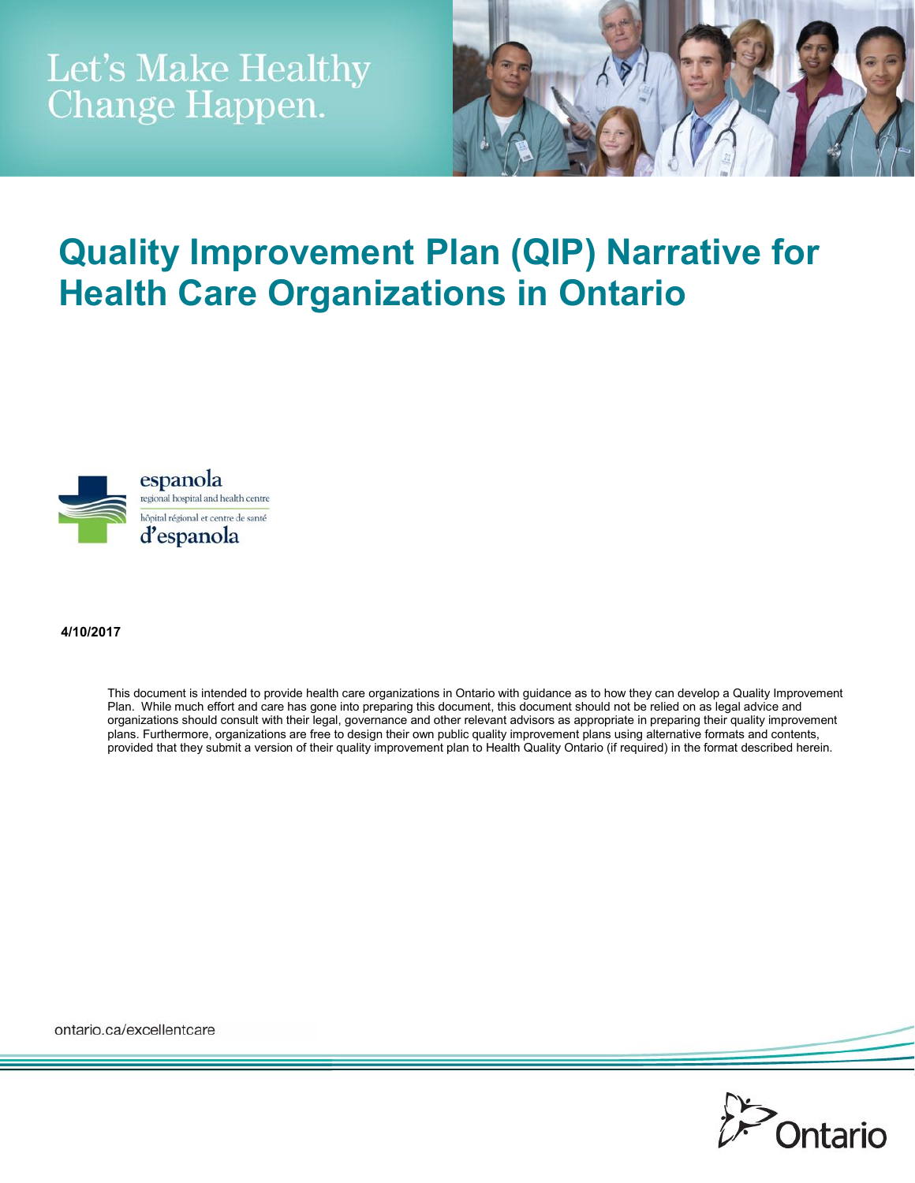Let's Make Healthy Change Happen.

# Quality Improvement Plan (QIP) Narrative for Health Care Organizations in Ontario

espanola regional hospital and health centre

hôpital régional et centre de santé d'espanola

**4/10/2017**

This document is intended to provide health care organizations in Ontario with guidance as to how they can develop a Quality Improvement Plan. While much effort and care has gone into preparing this document, this document should not be relied on as legal advice and organizations should consult with their legal, governance and other relevant advisors as appropriate in preparing their quality improvement plans. Furthermore, organizations are free to design their own public quality improvement plans using alternative formats and contents, provided that they submit a version of their quality improvement plan to Health Quality Ontario (if required) in the format described herein.

ontario.ca/excellentcare

Ontario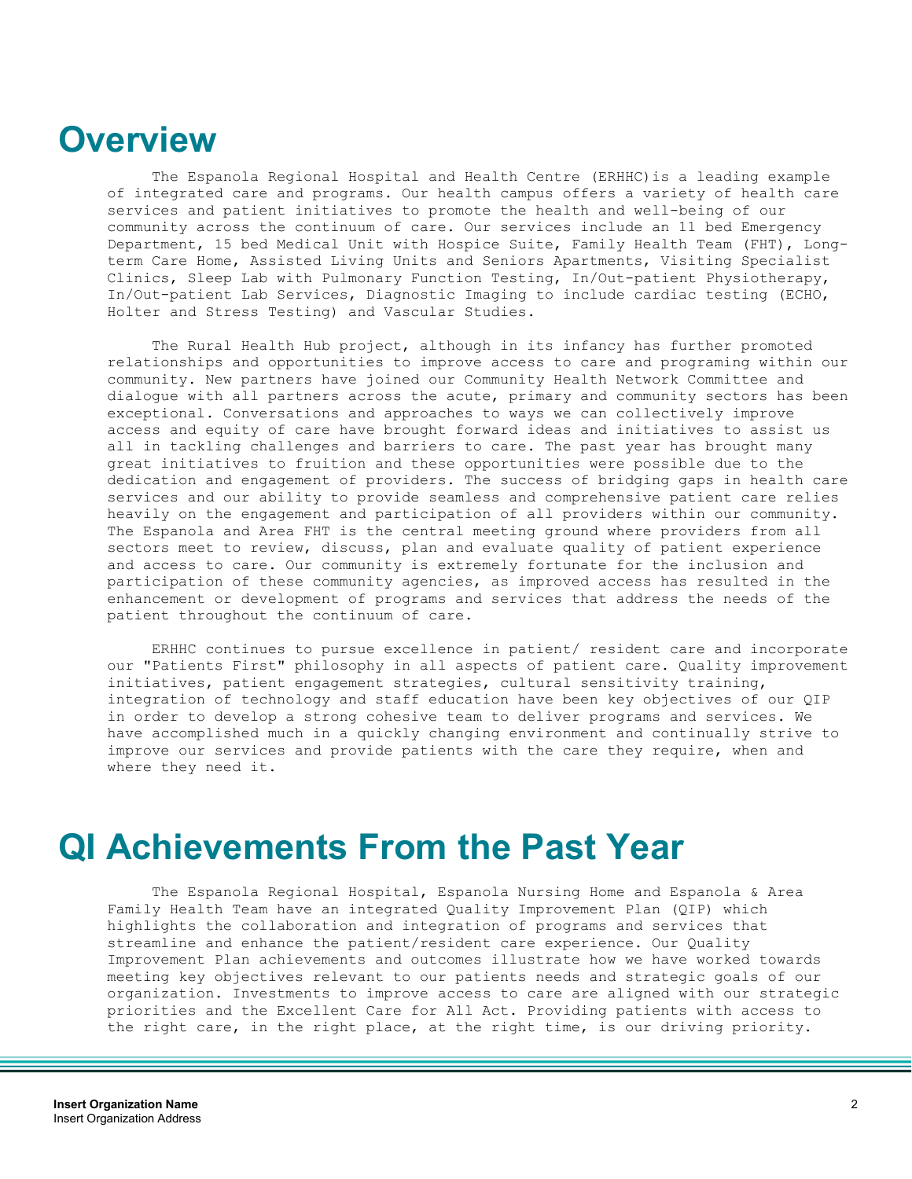# Overview

The Espanola Regional Hospital and Health Centre (ERHHC)is a leading example of integrated care and programs. Our health campus offers a variety of health care services and patient initiatives to promote the health and well-being of our community across the continuum of care. Our services include an 11 bed Emergency Department, 15 bed Medical Unit with Hospice Suite, Family Health Team (FHT), Long-term Care Home, Assisted Living Units and Seniors Apartments, Visiting Specialist Clinics, Sleep Lab with Pulmonary Function Testing, In/Out-patient Physiotherapy, In/Out-patient Lab Services, Diagnostic Imaging to include cardiac testing (ECHO, Holter and Stress Testing) and Vascular Studies.

The Rural Health Hub project, although in its infancy has further promoted relationships and opportunities to improve access to care and programing within our community. New partners have joined our Community Health Network Committee and dialogue with all partners across the acute, primary and community sectors has been exceptional. Conversations and approaches to ways we can collectively improve access and equity of care have brought forward ideas and initiatives to assist us all in tackling challenges and barriers to care. The past year has brought many great initiatives to fruition and these opportunities were possible due to the dedication and engagement of providers. The success of bridging gaps in health care services and our ability to provide seamless and comprehensive patient care relies heavily on the engagement and participation of all providers within our community. The Espanola and Area FHT is the central meeting ground where providers from all sectors meet to review, discuss, plan and evaluate quality of patient experience and access to care. Our community is extremely fortunate for the inclusion and participation of these community agencies, as improved access has resulted in the enhancement or development of programs and services that address the needs of the patient throughout the continuum of care.

ERHHC continues to pursue excellence in patient/ resident care and incorporate our "Patients First" philosophy in all aspects of patient care. Quality improvement initiatives, patient engagement strategies, cultural sensitivity training, integration of technology and staff education have been key objectives of our QIP in order to develop a strong cohesive team to deliver programs and services. We have accomplished much in a quickly changing environment and continually strive to improve our services and provide patients with the care they require, when and where they need it.

# QI Achievements From the Past Year

The Espanola Regional Hospital, Espanola Nursing Home and Espanola & Area Family Health Team have an integrated Quality Improvement Plan (QIP) which highlights the collaboration and integration of programs and services that streamline and enhance the patient/resident care experience. Our Quality Improvement Plan achievements and outcomes illustrate how we have worked towards meeting key objectives relevant to our patients needs and strategic goals of our organization. Investments to improve access to care are aligned with our strategic priorities and the Excellent Care for All Act. Providing patients with access to the right care, in the right place, at the right time, is our driving priority.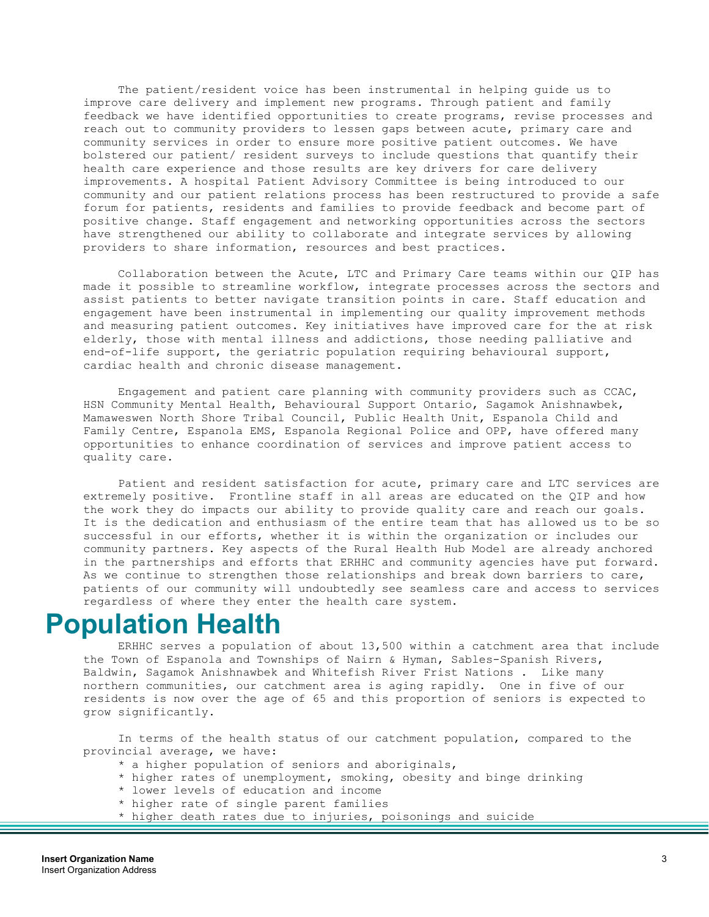The patient/resident voice has been instrumental in helping guide us to improve care delivery and implement new programs. Through patient and family feedback we have identified opportunities to create programs, revise processes and reach out to community providers to lessen gaps between acute, primary care and community services in order to ensure more positive patient outcomes. We have bolstered our patient/ resident surveys to include questions that quantify their health care experience and those results are key drivers for care delivery improvements. A hospital Patient Advisory Committee is being introduced to our community and our patient relations process has been restructured to provide a safe forum for patients, residents and families to provide feedback and become part of positive change. Staff engagement and networking opportunities across the sectors have strengthened our ability to collaborate and integrate services by allowing providers to share information, resources and best practices.

Collaboration between the Acute, LTC and Primary Care teams within our QIP has made it possible to streamline workflow, integrate processes across the sectors and assist patients to better navigate transition points in care. Staff education and engagement have been instrumental in implementing our quality improvement methods and measuring patient outcomes. Key initiatives have improved care for the at risk elderly, those with mental illness and addictions, those needing palliative and end-of-life support, the geriatric population requiring behavioural support, cardiac health and chronic disease management.

Engagement and patient care planning with community providers such as CCAC, HSN Community Mental Health, Behavioural Support Ontario, Sagamok Anishnawbek, Mamaweswen North Shore Tribal Council, Public Health Unit, Espanola Child and Family Centre, Espanola EMS, Espanola Regional Police and OPP, have offered many opportunities to enhance coordination of services and improve patient access to quality care.

Patient and resident satisfaction for acute, primary care and LTC services are extremely positive. Frontline staff in all areas are educated on the QIP and how the work they do impacts our ability to provide quality care and reach our goals. It is the dedication and enthusiasm of the entire team that has allowed us to be so successful in our efforts, whether it is within the organization or includes our community partners. Key aspects of the Rural Health Hub Model are already anchored in the partnerships and efforts that ERHHC and community agencies have put forward. As we continue to strengthen those relationships and break down barriers to care, patients of our community will undoubtedly see seamless care and access to services regardless of where they enter the health care system.

# Population Health

ERHHC serves a population of about 13,500 within a catchment area that include the Town of Espanola and Townships of Nairn & Hyman, Sables-Spanish Rivers, Baldwin, Sagamok Anishnawbek and Whitefish River Frist Nations . Like many northern communities, our catchment area is aging rapidly. One in five of our residents is now over the age of 65 and this proportion of seniors is expected to grow significantly.

In terms of the health status of our catchment population, compared to the provincial average, we have:

* a higher population of seniors and aboriginals,
* higher rates of unemployment, smoking, obesity and binge drinking
* lower levels of education and income
* higher rate of single parent families
* higher death rates due to injuries, poisonings and suicide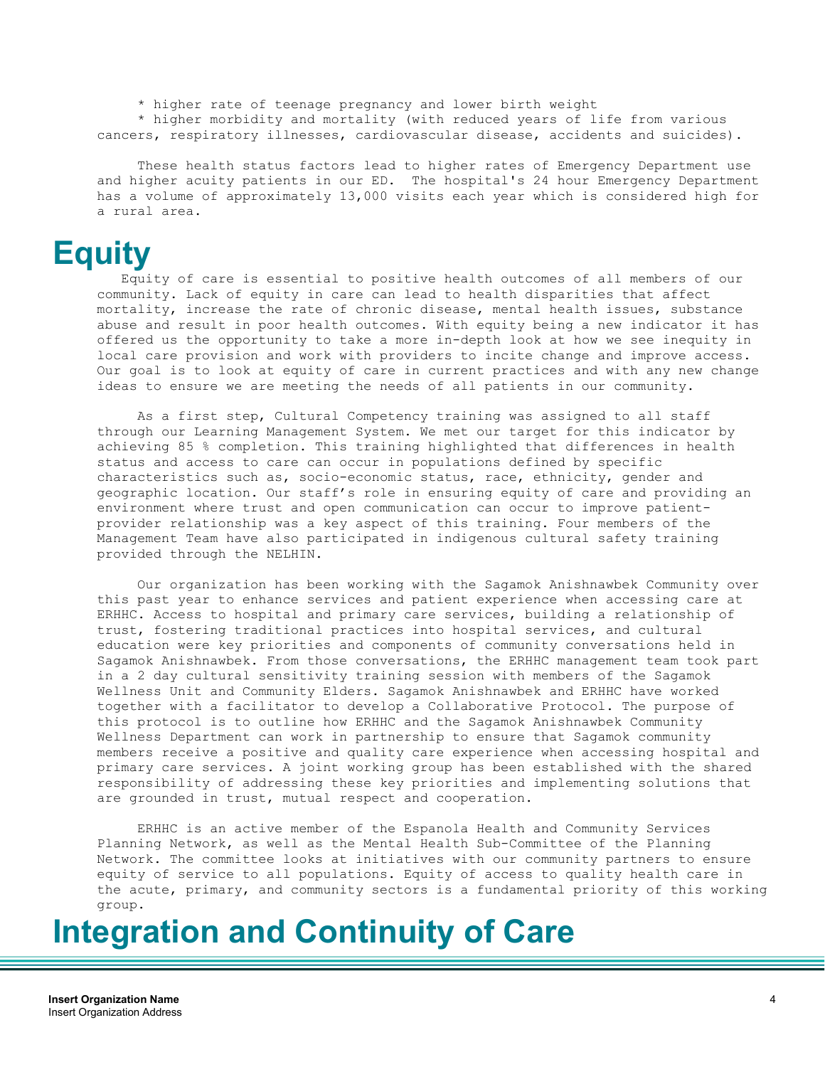* higher rate of teenage pregnancy and lower birth weight
* higher morbidity and mortality (with reduced years of life from various cancers, respiratory illnesses, cardiovascular disease, accidents and suicides).

These health status factors lead to higher rates of Emergency Department use and higher acuity patients in our ED. The hospital's 24 hour Emergency Department has a volume of approximately 13,000 visits each year which is considered high for a rural area.

# Equity

Equity of care is essential to positive health outcomes of all members of our community. Lack of equity in care can lead to health disparities that affect mortality, increase the rate of chronic disease, mental health issues, substance abuse and result in poor health outcomes. With equity being a new indicator it has offered us the opportunity to take a more in-depth look at how we see inequity in local care provision and work with providers to incite change and improve access. Our goal is to look at equity of care in current practices and with any new change ideas to ensure we are meeting the needs of all patients in our community.

As a first step, Cultural Competency training was assigned to all staff through our Learning Management System. We met our target for this indicator by achieving 85 % completion. This training highlighted that differences in health status and access to care can occur in populations defined by specific characteristics such as, socio-economic status, race, ethnicity, gender and geographic location. Our staff's role in ensuring equity of care and providing an environment where trust and open communication can occur to improve patient-provider relationship was a key aspect of this training. Four members of the Management Team have also participated in indigenous cultural safety training provided through the NELHIN.

Our organization has been working with the Sagamok Anishnawbek Community over this past year to enhance services and patient experience when accessing care at ERHHC. Access to hospital and primary care services, building a relationship of trust, fostering traditional practices into hospital services, and cultural education were key priorities and components of community conversations held in Sagamok Anishnawbek. From those conversations, the ERHHC management team took part in a 2 day cultural sensitivity training session with members of the Sagamok Wellness Unit and Community Elders. Sagamok Anishnawbek and ERHHC have worked together with a facilitator to develop a Collaborative Protocol. The purpose of this protocol is to outline how ERHHC and the Sagamok Anishnawbek Community Wellness Department can work in partnership to ensure that Sagamok community members receive a positive and quality care experience when accessing hospital and primary care services. A joint working group has been established with the shared responsibility of addressing these key priorities and implementing solutions that are grounded in trust, mutual respect and cooperation.

ERHHC is an active member of the Espanola Health and Community Services Planning Network, as well as the Mental Health Sub-Committee of the Planning Network. The committee looks at initiatives with our community partners to ensure equity of service to all populations. Equity of access to quality health care in the acute, primary, and community sectors is a fundamental priority of this working group.

# Integration and Continuity of Care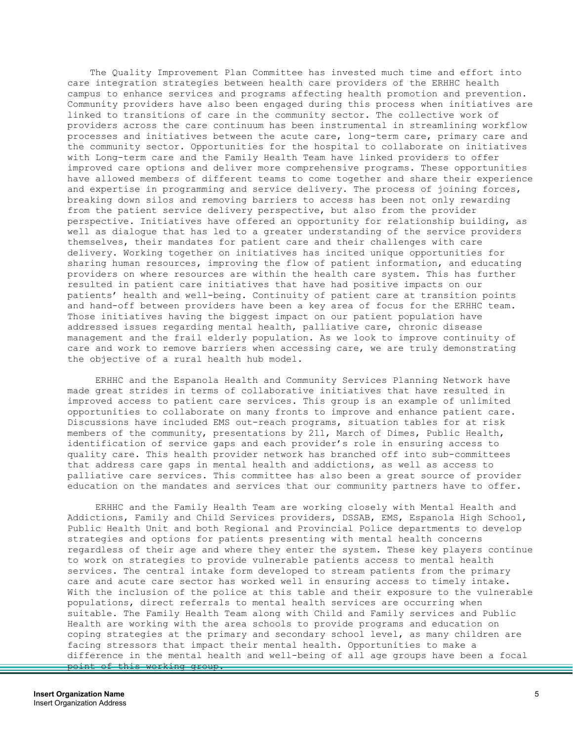The Quality Improvement Plan Committee has invested much time and effort into care integration strategies between health care providers of the ERHHC health campus to enhance services and programs affecting health promotion and prevention. Community providers have also been engaged during this process when initiatives are linked to transitions of care in the community sector. The collective work of providers across the care continuum has been instrumental in streamlining workflow processes and initiatives between the acute care, long-term care, primary care and the community sector. Opportunities for the hospital to collaborate on initiatives with Long-term care and the Family Health Team have linked providers to offer improved care options and deliver more comprehensive programs. These opportunities have allowed members of different teams to come together and share their experience and expertise in programming and service delivery. The process of joining forces, breaking down silos and removing barriers to access has been not only rewarding from the patient service delivery perspective, but also from the provider perspective. Initiatives have offered an opportunity for relationship building, as well as dialogue that has led to a greater understanding of the service providers themselves, their mandates for patient care and their challenges with care delivery. Working together on initiatives has incited unique opportunities for sharing human resources, improving the flow of patient information, and educating providers on where resources are within the health care system. This has further resulted in patient care initiatives that have had positive impacts on our patients' health and well-being. Continuity of patient care at transition points and hand-off between providers have been a key area of focus for the ERHHC team. Those initiatives having the biggest impact on our patient population have addressed issues regarding mental health, palliative care, chronic disease management and the frail elderly population. As we look to improve continuity of care and work to remove barriers when accessing care, we are truly demonstrating the objective of a rural health hub model.

ERHHC and the Espanola Health and Community Services Planning Network have made great strides in terms of collaborative initiatives that have resulted in improved access to patient care services. This group is an example of unlimited opportunities to collaborate on many fronts to improve and enhance patient care. Discussions have included EMS out-reach programs, situation tables for at risk members of the community, presentations by 211, March of Dimes, Public Health, identification of service gaps and each provider's role in ensuring access to quality care. This health provider network has branched off into sub-committees that address care gaps in mental health and addictions, as well as access to palliative care services. This committee has also been a great source of provider education on the mandates and services that our community partners have to offer.

ERHHC and the Family Health Team are working closely with Mental Health and Addictions, Family and Child Services providers, DSSAB, EMS, Espanola High School, Public Health Unit and both Regional and Provincial Police departments to develop strategies and options for patients presenting with mental health concerns regardless of their age and where they enter the system. These key players continue to work on strategies to provide vulnerable patients access to mental health services. The central intake form developed to stream patients from the primary care and acute care sector has worked well in ensuring access to timely intake. With the inclusion of the police at this table and their exposure to the vulnerable populations, direct referrals to mental health services are occurring when suitable. The Family Health Team along with Child and Family services and Public Health are working with the area schools to provide programs and education on coping strategies at the primary and secondary school level, as many children are facing stressors that impact their mental health. Opportunities to make a difference in the mental health and well-being of all age groups have been a focal point of this working group.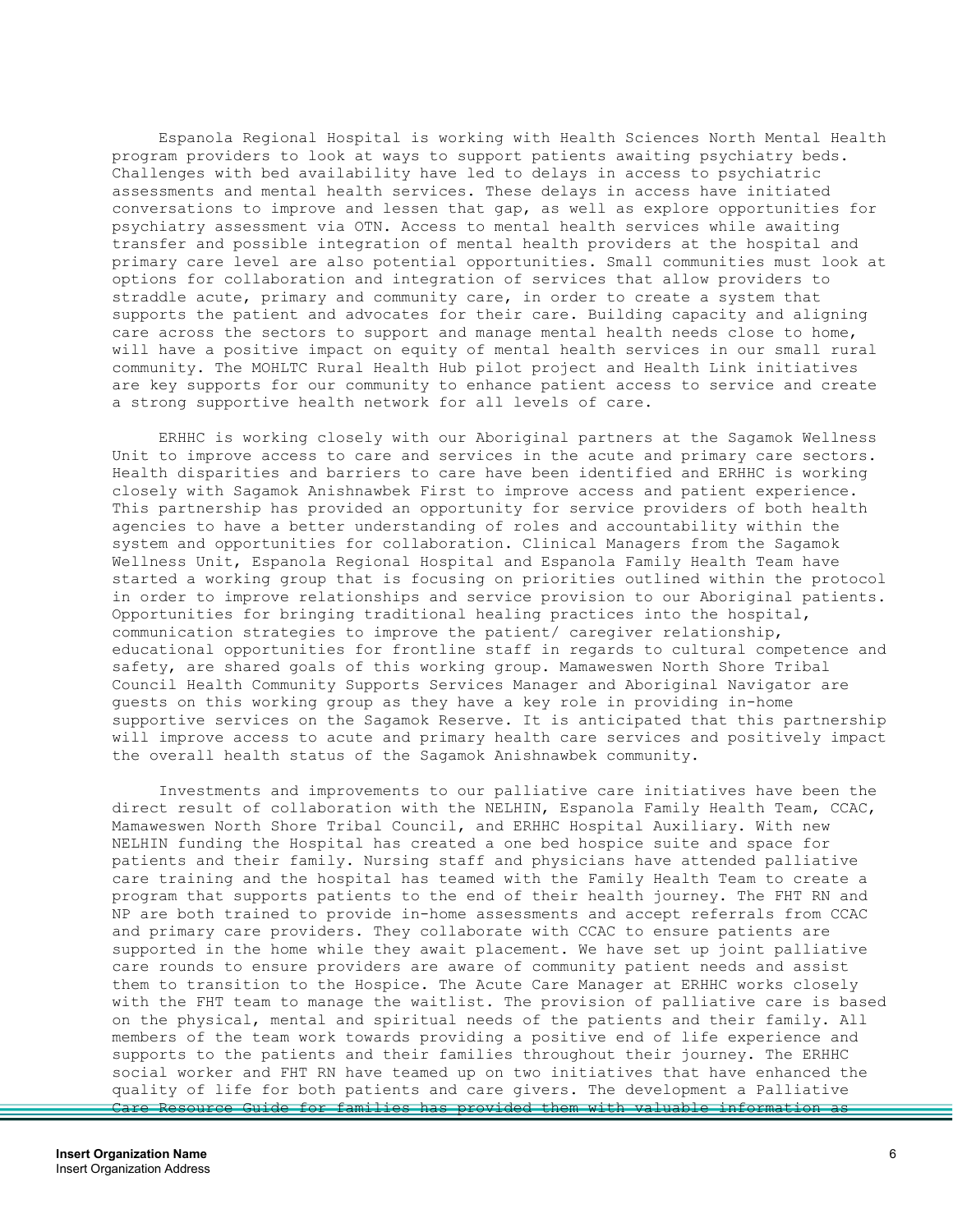Espanola Regional Hospital is working with Health Sciences North Mental Health program providers to look at ways to support patients awaiting psychiatry beds. Challenges with bed availability have led to delays in access to psychiatric assessments and mental health services. These delays in access have initiated conversations to improve and lessen that gap, as well as explore opportunities for psychiatry assessment via OTN. Access to mental health services while awaiting transfer and possible integration of mental health providers at the hospital and primary care level are also potential opportunities. Small communities must look at options for collaboration and integration of services that allow providers to straddle acute, primary and community care, in order to create a system that supports the patient and advocates for their care. Building capacity and aligning care across the sectors to support and manage mental health needs close to home, will have a positive impact on equity of mental health services in our small rural community. The MOHLTC Rural Health Hub pilot project and Health Link initiatives are key supports for our community to enhance patient access to service and create a strong supportive health network for all levels of care.

ERHHC is working closely with our Aboriginal partners at the Sagamok Wellness Unit to improve access to care and services in the acute and primary care sectors. Health disparities and barriers to care have been identified and ERHHC is working closely with Sagamok Anishnawbek First to improve access and patient experience. This partnership has provided an opportunity for service providers of both health agencies to have a better understanding of roles and accountability within the system and opportunities for collaboration. Clinical Managers from the Sagamok Wellness Unit, Espanola Regional Hospital and Espanola Family Health Team have started a working group that is focusing on priorities outlined within the protocol in order to improve relationships and service provision to our Aboriginal patients. Opportunities for bringing traditional healing practices into the hospital, communication strategies to improve the patient/ caregiver relationship, educational opportunities for frontline staff in regards to cultural competence and safety, are shared goals of this working group. Mamaweswen North Shore Tribal Council Health Community Supports Services Manager and Aboriginal Navigator are guests on this working group as they have a key role in providing in-home supportive services on the Sagamok Reserve. It is anticipated that this partnership will improve access to acute and primary health care services and positively impact the overall health status of the Sagamok Anishnawbek community.

Investments and improvements to our palliative care initiatives have been the direct result of collaboration with the NELHIN, Espanola Family Health Team, CCAC, Mamaweswen North Shore Tribal Council, and ERHHC Hospital Auxiliary. With new NELHIN funding the Hospital has created a one bed hospice suite and space for patients and their family. Nursing staff and physicians have attended palliative care training and the hospital has teamed with the Family Health Team to create a program that supports patients to the end of their health journey. The FHT RN and NP are both trained to provide in-home assessments and accept referrals from CCAC and primary care providers. They collaborate with CCAC to ensure patients are supported in the home while they await placement. We have set up joint palliative care rounds to ensure providers are aware of community patient needs and assist them to transition to the Hospice. The Acute Care Manager at ERHHC works closely with the FHT team to manage the waitlist. The provision of palliative care is based on the physical, mental and spiritual needs of the patients and their family. All members of the team work towards providing a positive end of life experience and supports to the patients and their families throughout their journey. The ERHHC social worker and FHT RN have teamed up on two initiatives that have enhanced the quality of life for both patients and care givers. The development a Palliative Care Resource Guide for families has provided them with valuable information as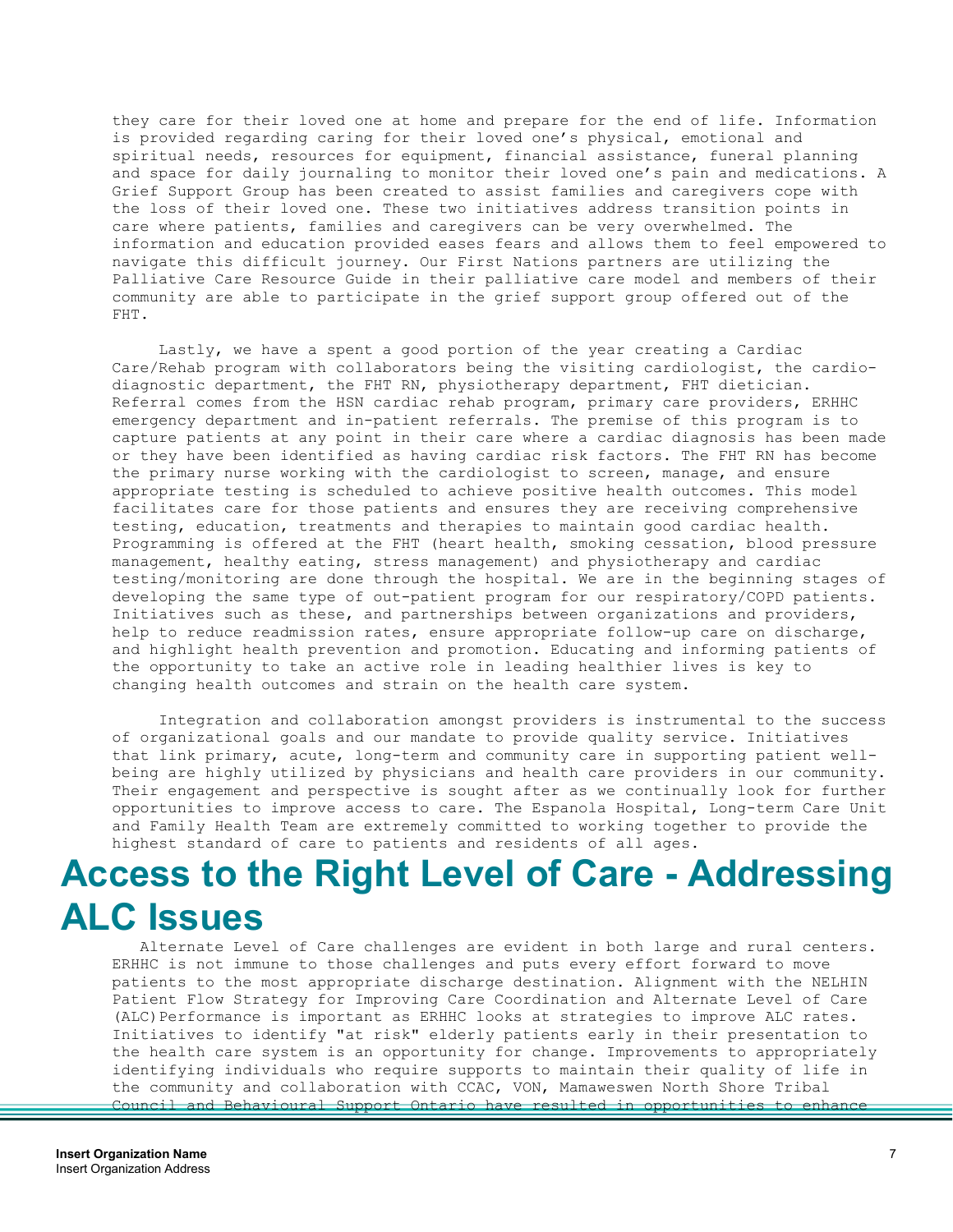they care for their loved one at home and prepare for the end of life. Information is provided regarding caring for their loved one's physical, emotional and spiritual needs, resources for equipment, financial assistance, funeral planning and space for daily journaling to monitor their loved one's pain and medications. A Grief Support Group has been created to assist families and caregivers cope with the loss of their loved one. These two initiatives address transition points in care where patients, families and caregivers can be very overwhelmed. The information and education provided eases fears and allows them to feel empowered to navigate this difficult journey. Our First Nations partners are utilizing the Palliative Care Resource Guide in their palliative care model and members of their community are able to participate in the grief support group offered out of the FHT.

Lastly, we have a spent a good portion of the year creating a Cardiac Care/Rehab program with collaborators being the visiting cardiologist, the cardio-diagnostic department, the FHT RN, physiotherapy department, FHT dietician. Referral comes from the HSN cardiac rehab program, primary care providers, ERHHC emergency department and in-patient referrals. The premise of this program is to capture patients at any point in their care where a cardiac diagnosis has been made or they have been identified as having cardiac risk factors. The FHT RN has become the primary nurse working with the cardiologist to screen, manage, and ensure appropriate testing is scheduled to achieve positive health outcomes. This model facilitates care for those patients and ensures they are receiving comprehensive testing, education, treatments and therapies to maintain good cardiac health. Programming is offered at the FHT (heart health, smoking cessation, blood pressure management, healthy eating, stress management) and physiotherapy and cardiac testing/monitoring are done through the hospital. We are in the beginning stages of developing the same type of out-patient program for our respiratory/COPD patients. Initiatives such as these, and partnerships between organizations and providers, help to reduce readmission rates, ensure appropriate follow-up care on discharge, and highlight health prevention and promotion. Educating and informing patients of the opportunity to take an active role in leading healthier lives is key to changing health outcomes and strain on the health care system.

Integration and collaboration amongst providers is instrumental to the success of organizational goals and our mandate to provide quality service. Initiatives that link primary, acute, long-term and community care in supporting patient well-being are highly utilized by physicians and health care providers in our community. Their engagement and perspective is sought after as we continually look for further opportunities to improve access to care. The Espanola Hospital, Long-term Care Unit and Family Health Team are extremely committed to working together to provide the highest standard of care to patients and residents of all ages.

# Access to the Right Level of Care - Addressing ALC Issues

Alternate Level of Care challenges are evident in both large and rural centers. ERHHC is not immune to those challenges and puts every effort forward to move patients to the most appropriate discharge destination. Alignment with the NELHIN Patient Flow Strategy for Improving Care Coordination and Alternate Level of Care (ALC) Performance is important as ERHHC looks at strategies to improve ALC rates. Initiatives to identify "at risk" elderly patients early in their presentation to the health care system is an opportunity for change. Improvements to appropriately identifying individuals who require supports to maintain their quality of life in the community and collaboration with CCAC, VON, Mamaweswen North Shore Tribal Council and Behavioural Support Ontario have resulted in opportunities to enhance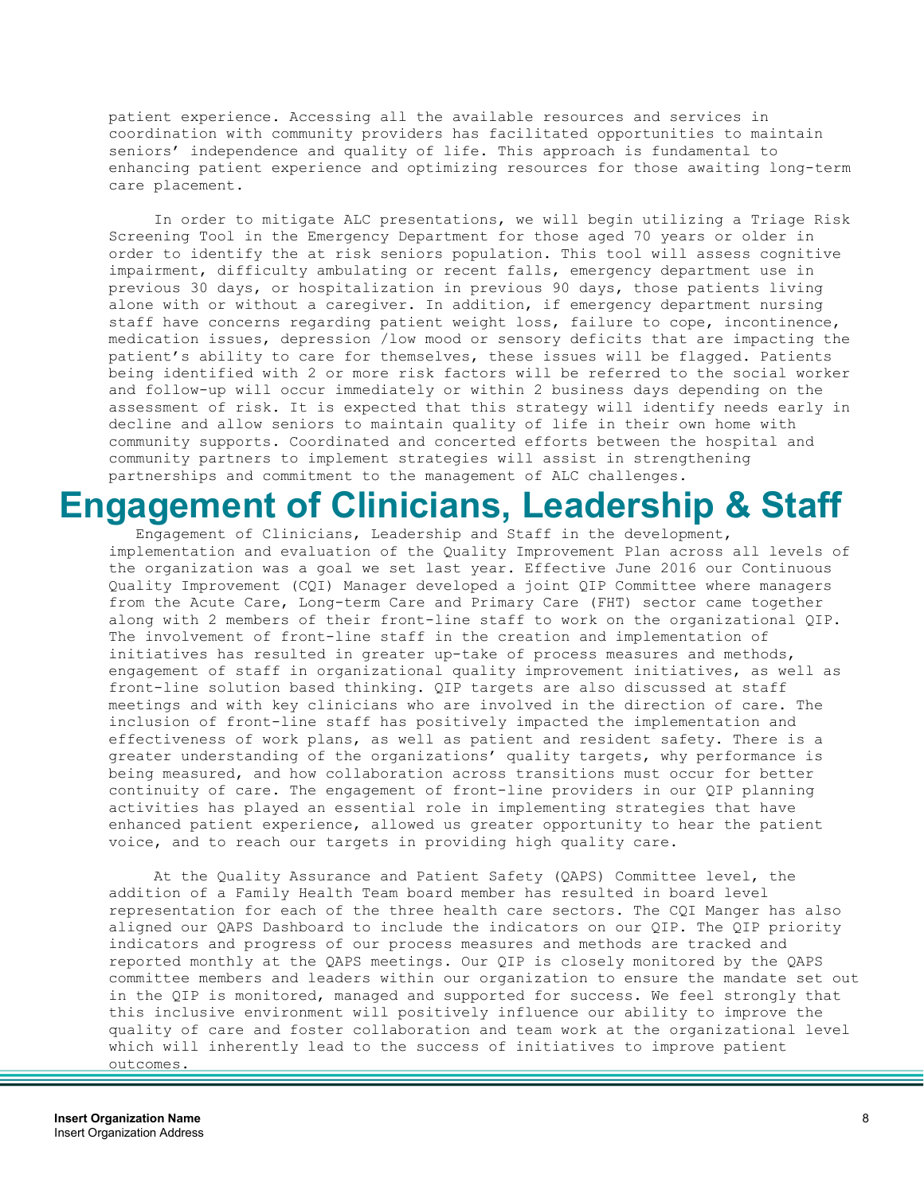patient experience. Accessing all the available resources and services in coordination with community providers has facilitated opportunities to maintain seniors' independence and quality of life. This approach is fundamental to enhancing patient experience and optimizing resources for those awaiting long-term care placement.

In order to mitigate ALC presentations, we will begin utilizing a Triage Risk Screening Tool in the Emergency Department for those aged 70 years or older in order to identify the at risk seniors population. This tool will assess cognitive impairment, difficulty ambulating or recent falls, emergency department use in previous 30 days, or hospitalization in previous 90 days, those patients living alone with or without a caregiver. In addition, if emergency department nursing staff have concerns regarding patient weight loss, failure to cope, incontinence, medication issues, depression /low mood or sensory deficits that are impacting the patient's ability to care for themselves, these issues will be flagged. Patients being identified with 2 or more risk factors will be referred to the social worker and follow-up will occur immediately or within 2 business days depending on the assessment of risk. It is expected that this strategy will identify needs early in decline and allow seniors to maintain quality of life in their own home with community supports. Coordinated and concerted efforts between the hospital and community partners to implement strategies will assist in strengthening partnerships and commitment to the management of ALC challenges.

# Engagement of Clinicians, Leadership & Staff

Engagement of Clinicians, Leadership and Staff in the development, implementation and evaluation of the Quality Improvement Plan across all levels of the organization was a goal we set last year. Effective June 2016 our Continuous Quality Improvement (CQI) Manager developed a joint QIP Committee where managers from the Acute Care, Long-term Care and Primary Care (FHT) sector came together along with 2 members of their front-line staff to work on the organizational QIP. The involvement of front-line staff in the creation and implementation of initiatives has resulted in greater up-take of process measures and methods, engagement of staff in organizational quality improvement initiatives, as well as front-line solution based thinking. QIP targets are also discussed at staff meetings and with key clinicians who are involved in the direction of care. The inclusion of front-line staff has positively impacted the implementation and effectiveness of work plans, as well as patient and resident safety. There is a greater understanding of the organizations' quality targets, why performance is being measured, and how collaboration across transitions must occur for better continuity of care. The engagement of front-line providers in our QIP planning activities has played an essential role in implementing strategies that have enhanced patient experience, allowed us greater opportunity to hear the patient voice, and to reach our targets in providing high quality care.

At the Quality Assurance and Patient Safety (QAPS) Committee level, the addition of a Family Health Team board member has resulted in board level representation for each of the three health care sectors. The CQI Manger has also aligned our QAPS Dashboard to include the indicators on our QIP. The QIP priority indicators and progress of our process measures and methods are tracked and reported monthly at the QAPS meetings. Our QIP is closely monitored by the QAPS committee members and leaders within our organization to ensure the mandate set out in the QIP is monitored, managed and supported for success. We feel strongly that this inclusive environment will positively influence our ability to improve the quality of care and foster collaboration and team work at the organizational level which will inherently lead to the success of initiatives to improve patient outcomes.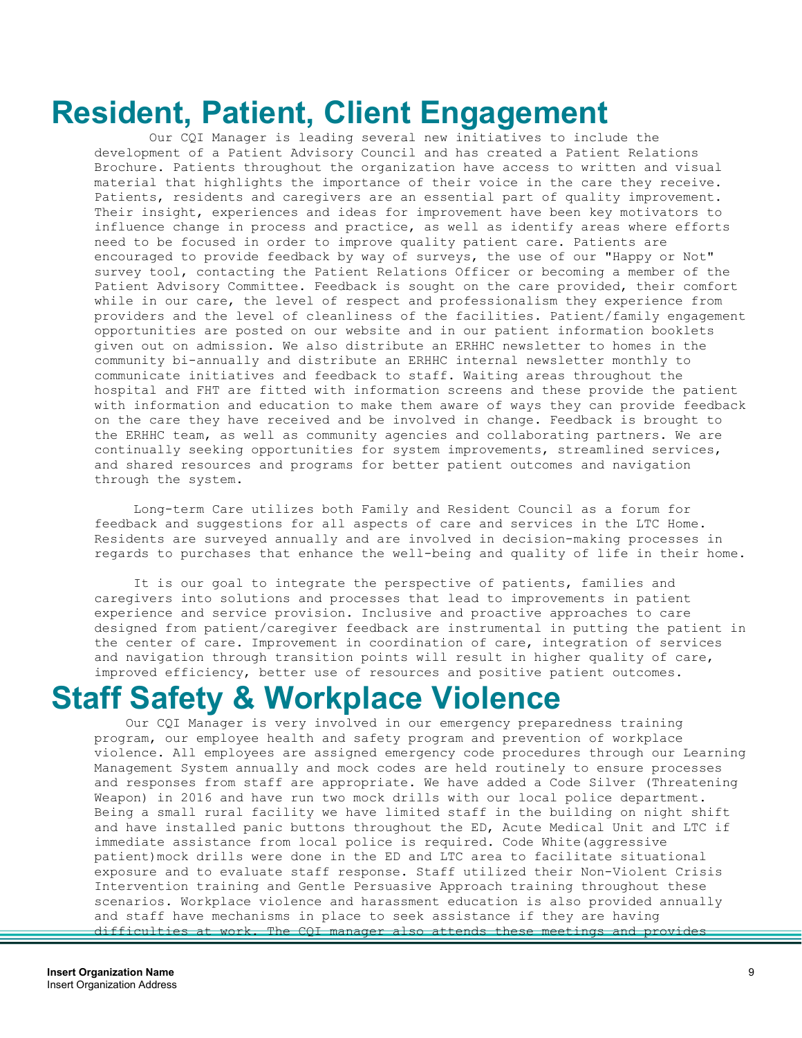# Resident, Patient, Client Engagement

Our CQI Manager is leading several new initiatives to include the development of a Patient Advisory Council and has created a Patient Relations Brochure. Patients throughout the organization have access to written and visual material that highlights the importance of their voice in the care they receive. Patients, residents and caregivers are an essential part of quality improvement. Their insight, experiences and ideas for improvement have been key motivators to influence change in process and practice, as well as identify areas where efforts need to be focused in order to improve quality patient care. Patients are encouraged to provide feedback by way of surveys, the use of our "Happy or Not" survey tool, contacting the Patient Relations Officer or becoming a member of the Patient Advisory Committee. Feedback is sought on the care provided, their comfort while in our care, the level of respect and professionalism they experience from providers and the level of cleanliness of the facilities. Patient/family engagement opportunities are posted on our website and in our patient information booklets given out on admission. We also distribute an ERHHC newsletter to homes in the community bi-annually and distribute an ERHHC internal newsletter monthly to communicate initiatives and feedback to staff. Waiting areas throughout the hospital and FHT are fitted with information screens and these provide the patient with information and education to make them aware of ways they can provide feedback on the care they have received and be involved in change. Feedback is brought to the ERHHC team, as well as community agencies and collaborating partners. We are continually seeking opportunities for system improvements, streamlined services, and shared resources and programs for better patient outcomes and navigation through the system.

Long-term Care utilizes both Family and Resident Council as a forum for feedback and suggestions for all aspects of care and services in the LTC Home. Residents are surveyed annually and are involved in decision-making processes in regards to purchases that enhance the well-being and quality of life in their home.

It is our goal to integrate the perspective of patients, families and caregivers into solutions and processes that lead to improvements in patient experience and service provision. Inclusive and proactive approaches to care designed from patient/caregiver feedback are instrumental in putting the patient in the center of care. Improvement in coordination of care, integration of services and navigation through transition points will result in higher quality of care, improved efficiency, better use of resources and positive patient outcomes.

# Staff Safety & Workplace Violence

Our CQI Manager is very involved in our emergency preparedness training program, our employee health and safety program and prevention of workplace violence. All employees are assigned emergency code procedures through our Learning Management System annually and mock codes are held routinely to ensure processes and responses from staff are appropriate. We have added a Code Silver (Threatening Weapon) in 2016 and have run two mock drills with our local police department. Being a small rural facility we have limited staff in the building on night shift and have installed panic buttons throughout the ED, Acute Medical Unit and LTC if immediate assistance from local police is required. Code White(aggressive patient)mock drills were done in the ED and LTC area to facilitate situational exposure and to evaluate staff response. Staff utilized their Non-Violent Crisis Intervention training and Gentle Persuasive Approach training throughout these scenarios. Workplace violence and harassment education is also provided annually and staff have mechanisms in place to seek assistance if they are having difficulties at work. The CQI manager also attends these meetings and provides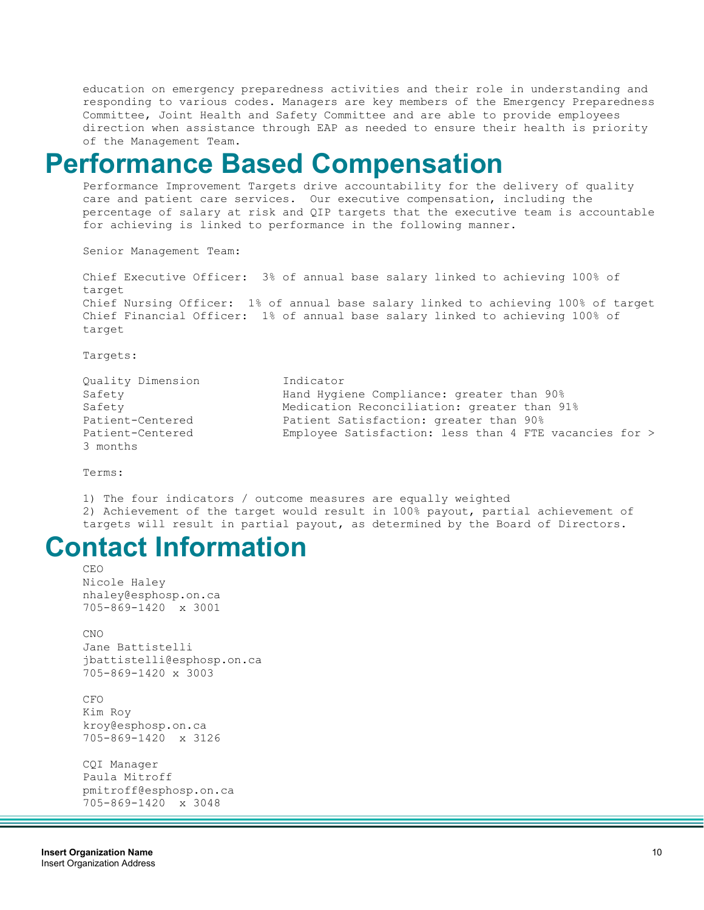education on emergency preparedness activities and their role in understanding and responding to various codes. Managers are key members of the Emergency Preparedness Committee, Joint Health and Safety Committee and are able to provide employees direction when assistance through EAP as needed to ensure their health is priority of the Management Team.

# Performance Based Compensation

Performance Improvement Targets drive accountability for the delivery of quality care and patient care services. Our executive compensation, including the percentage of salary at risk and QIP targets that the executive team is accountable for achieving is linked to performance in the following manner.

Senior Management Team:

Chief Executive Officer: 3% of annual base salary linked to achieving 100% of target
Chief Nursing Officer: 1% of annual base salary linked to achieving 100% of target
Chief Financial Officer: 1% of annual base salary linked to achieving 100% of target

Targets:

| Quality Dimension | Indicator |
|---|---|
| Safety | Hand Hygiene Compliance: greater than 90% |
| Safety | Medication Reconciliation: greater than 91% |
| Patient-Centered | Patient Satisfaction: greater than 90% |
| Patient-Centered | Employee Satisfaction: less than 4 FTE vacancies for > 3 months |

Terms:

1) The four indicators / outcome measures are equally weighted
2) Achievement of the target would result in 100% payout, partial achievement of targets will result in partial payout, as determined by the Board of Directors.

# Contact Information

CEO
Nicole Haley
nhaley@esphosp.on.ca
705-869-1420 x 3001

CNO
Jane Battistelli
jbattistelli@esphosp.on.ca
705-869-1420 x 3003

CFO
Kim Roy
kroy@esphosp.on.ca
705-869-1420 x 3126

CQI Manager
Paula Mitroff
pmitroff@esphosp.on.ca
705-869-1420 x 3048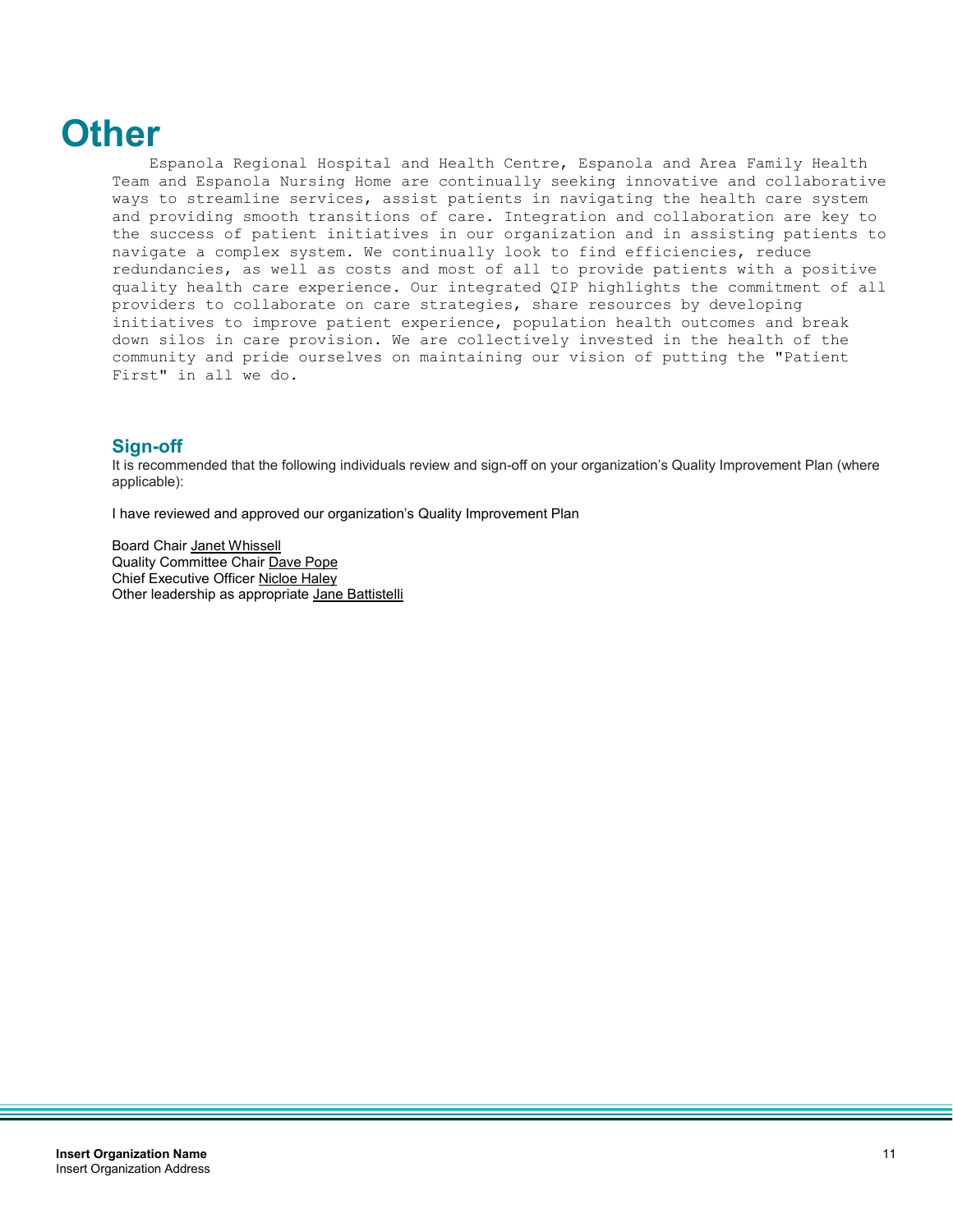# Other

Espanola Regional Hospital and Health Centre, Espanola and Area Family Health Team and Espanola Nursing Home are continually seeking innovative and collaborative ways to streamline services, assist patients in navigating the health care system and providing smooth transitions of care. Integration and collaboration are key to the success of patient initiatives in our organization and in assisting patients to navigate a complex system. We continually look to find efficiencies, reduce redundancies, as well as costs and most of all to provide patients with a positive quality health care experience. Our integrated QIP highlights the commitment of all providers to collaborate on care strategies, share resources by developing initiatives to improve patient experience, population health outcomes and break down silos in care provision. We are collectively invested in the health of the community and pride ourselves on maintaining our vision of putting the "Patient First" in all we do.

## Sign-off

It is recommended that the following individuals review and sign-off on your organization's Quality Improvement Plan (where applicable):

I have reviewed and approved our organization's Quality Improvement Plan

Board Chair Janet Whissell
Quality Committee Chair Dave Pope
Chief Executive Officer Nicloe Haley
Other leadership as appropriate Jane Battistelli